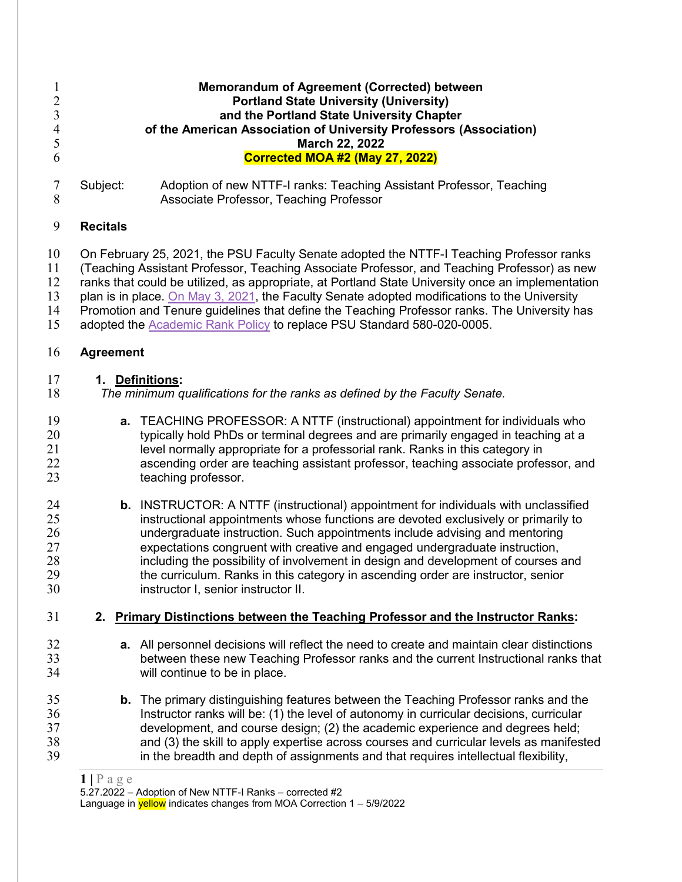**Memorandum of Agreement (Corrected) between**
**Portland State University (University)**
**and the Portland State University Chapter**
**of the American Association of University Professors (Association)**
**March 22, 2022**
**Corrected MOA #2 (May 27, 2022)**

Subject: Adoption of new NTTF-I ranks: Teaching Assistant Professor, Teaching Associate Professor, Teaching Professor

## Recitals

On February 25, 2021, the PSU Faculty Senate adopted the NTTF-I Teaching Professor ranks (Teaching Assistant Professor, Teaching Associate Professor, and Teaching Professor) as new ranks that could be utilized, as appropriate, at Portland State University once an implementation plan is in place. On May 3, 2021, the Faculty Senate adopted modifications to the University Promotion and Tenure guidelines that define the Teaching Professor ranks. The University has adopted the Academic Rank Policy to replace PSU Standard 580-020-0005.

## Agreement

1. **Definitions:**
*The minimum qualifications for the ranks as defined by the Faculty Senate.*

   **a.** TEACHING PROFESSOR: A NTTF (instructional) appointment for individuals who typically hold PhDs or terminal degrees and are primarily engaged in teaching at a level normally appropriate for a professorial rank. Ranks in this category in ascending order are teaching assistant professor, teaching associate professor, and teaching professor.

   **b.** INSTRUCTOR: A NTTF (instructional) appointment for individuals with unclassified instructional appointments whose functions are devoted exclusively or primarily to undergraduate instruction. Such appointments include advising and mentoring expectations congruent with creative and engaged undergraduate instruction, including the possibility of involvement in design and development of courses and the curriculum. Ranks in this category in ascending order are instructor, senior instructor I, senior instructor II.

2. **Primary Distinctions between the Teaching Professor and the Instructor Ranks:**

   **a.** All personnel decisions will reflect the need to create and maintain clear distinctions between these new Teaching Professor ranks and the current Instructional ranks that will continue to be in place.

   **b.** The primary distinguishing features between the Teaching Professor ranks and the Instructor ranks will be: (1) the level of autonomy in curricular decisions, curricular development, and course design; (2) the academic experience and degrees held; and (3) the skill to apply expertise across courses and curricular levels as manifested in the breadth and depth of assignments and that requires intellectual flexibility,

5.27.2022 – Adoption of New NTTF-I Ranks – corrected #2
Language in yellow indicates changes from MOA Correction 1 – 5/9/2022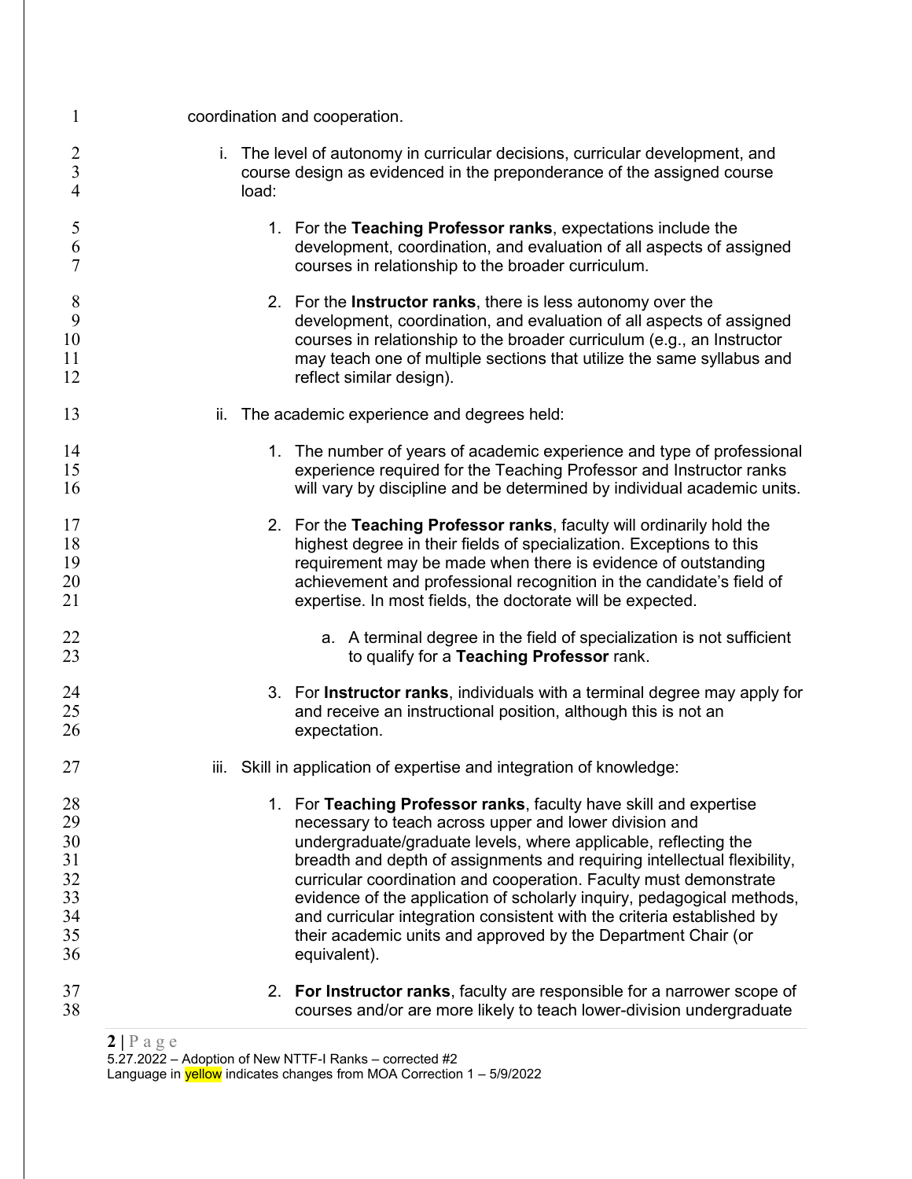coordination and cooperation.

i. The level of autonomy in curricular decisions, curricular development, and course design as evidenced in the preponderance of the assigned course load:

   1. For the **Teaching Professor ranks**, expectations include the development, coordination, and evaluation of all aspects of assigned courses in relationship to the broader curriculum.

   2. For the **Instructor ranks**, there is less autonomy over the development, coordination, and evaluation of all aspects of assigned courses in relationship to the broader curriculum (e.g., an Instructor may teach one of multiple sections that utilize the same syllabus and reflect similar design).

ii. The academic experience and degrees held:

   1. The number of years of academic experience and type of professional experience required for the Teaching Professor and Instructor ranks will vary by discipline and be determined by individual academic units.

   2. For the **Teaching Professor ranks**, faculty will ordinarily hold the highest degree in their fields of specialization. Exceptions to this requirement may be made when there is evidence of outstanding achievement and professional recognition in the candidate's field of expertise. In most fields, the doctorate will be expected.

      a. A terminal degree in the field of specialization is not sufficient to qualify for a **Teaching Professor** rank.

   3. For **Instructor ranks**, individuals with a terminal degree may apply for and receive an instructional position, although this is not an expectation.

iii. Skill in application of expertise and integration of knowledge:

   1. For **Teaching Professor ranks**, faculty have skill and expertise necessary to teach across upper and lower division and undergraduate/graduate levels, where applicable, reflecting the breadth and depth of assignments and requiring intellectual flexibility, curricular coordination and cooperation. Faculty must demonstrate evidence of the application of scholarly inquiry, pedagogical methods, and curricular integration consistent with the criteria established by their academic units and approved by the Department Chair (or equivalent).

   2. **For Instructor ranks**, faculty are responsible for a narrower scope of courses and/or are more likely to teach lower-division undergraduate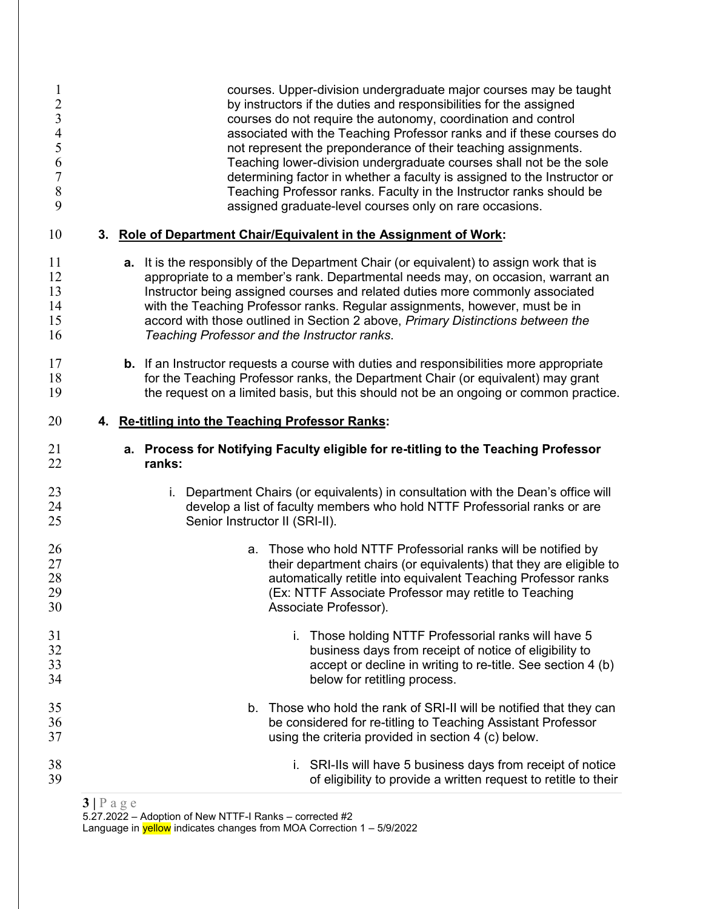courses. Upper-division undergraduate major courses may be taught by instructors if the duties and responsibilities for the assigned courses do not require the autonomy, coordination and control associated with the Teaching Professor ranks and if these courses do not represent the preponderance of their teaching assignments. Teaching lower-division undergraduate courses shall not be the sole determining factor in whether a faculty is assigned to the Instructor or Teaching Professor ranks. Faculty in the Instructor ranks should be assigned graduate-level courses only on rare occasions.

3. **Role of Department Chair/Equivalent in the Assignment of Work:**

   **a.** It is the responsibly of the Department Chair (or equivalent) to assign work that is appropriate to a member's rank. Departmental needs may, on occasion, warrant an Instructor being assigned courses and related duties more commonly associated with the Teaching Professor ranks. Regular assignments, however, must be in accord with those outlined in Section 2 above, *Primary Distinctions between the Teaching Professor and the Instructor ranks*.

   **b.** If an Instructor requests a course with duties and responsibilities more appropriate for the Teaching Professor ranks, the Department Chair (or equivalent) may grant the request on a limited basis, but this should not be an ongoing or common practice.

4. **Re-titling into the Teaching Professor Ranks:**

   **a. Process for Notifying Faculty eligible for re-titling to the Teaching Professor ranks:**

      i. Department Chairs (or equivalents) in consultation with the Dean's office will develop a list of faculty members who hold NTTF Professorial ranks or are Senior Instructor II (SRI-II).

         a. Those who hold NTTF Professorial ranks will be notified by their department chairs (or equivalents) that they are eligible to automatically retitle into equivalent Teaching Professor ranks (Ex: NTTF Associate Professor may retitle to Teaching Associate Professor).

            i. Those holding NTTF Professorial ranks will have 5 business days from receipt of notice of eligibility to accept or decline in writing to re-title. See section 4 (b) below for retitling process.

         b. Those who hold the rank of SRI-II will be notified that they can be considered for re-titling to Teaching Assistant Professor using the criteria provided in section 4 (c) below.

            i. SRI-IIs will have 5 business days from receipt of notice of eligibility to provide a written request to retitle to their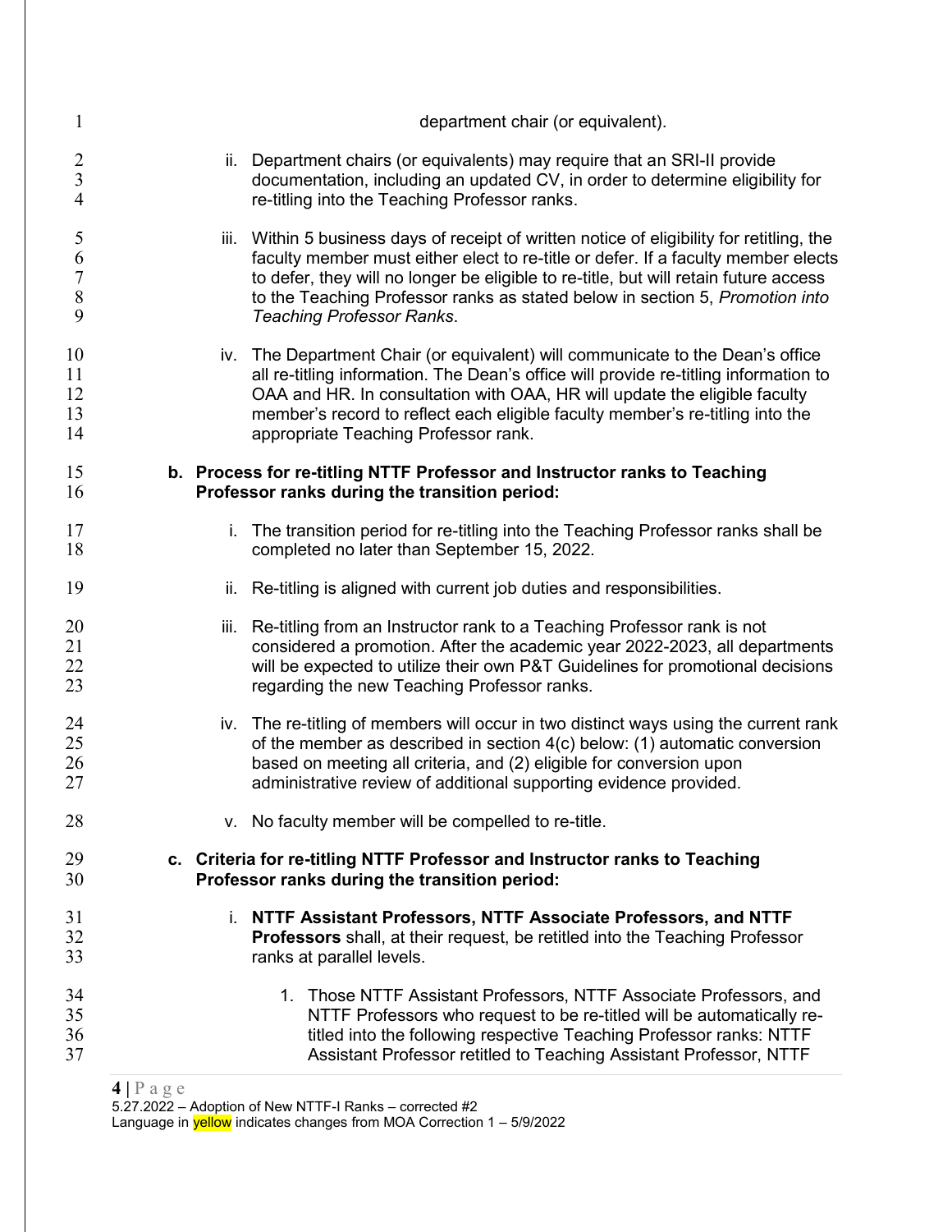department chair (or equivalent).

ii. Department chairs (or equivalents) may require that an SRI-II provide documentation, including an updated CV, in order to determine eligibility for re-titling into the Teaching Professor ranks.

iii. Within 5 business days of receipt of written notice of eligibility for retitling, the faculty member must either elect to re-title or defer. If a faculty member elects to defer, they will no longer be eligible to re-title, but will retain future access to the Teaching Professor ranks as stated below in section 5, *Promotion into Teaching Professor Ranks*.

iv. The Department Chair (or equivalent) will communicate to the Dean's office all re-titling information. The Dean's office will provide re-titling information to OAA and HR. In consultation with OAA, HR will update the eligible faculty member's record to reflect each eligible faculty member's re-titling into the appropriate Teaching Professor rank.

**b. Process for re-titling NTTF Professor and Instructor ranks to Teaching Professor ranks during the transition period:**

i. The transition period for re-titling into the Teaching Professor ranks shall be completed no later than September 15, 2022.

ii. Re-titling is aligned with current job duties and responsibilities.

iii. Re-titling from an Instructor rank to a Teaching Professor rank is not considered a promotion. After the academic year 2022-2023, all departments will be expected to utilize their own P&T Guidelines for promotional decisions regarding the new Teaching Professor ranks.

iv. The re-titling of members will occur in two distinct ways using the current rank of the member as described in section 4(c) below: (1) automatic conversion based on meeting all criteria, and (2) eligible for conversion upon administrative review of additional supporting evidence provided.

v. No faculty member will be compelled to re-title.

**c. Criteria for re-titling NTTF Professor and Instructor ranks to Teaching Professor ranks during the transition period:**

i. **NTTF Assistant Professors, NTTF Associate Professors, and NTTF Professors** shall, at their request, be retitled into the Teaching Professor ranks at parallel levels.

1. Those NTTF Assistant Professors, NTTF Associate Professors, and NTTF Professors who request to be re-titled will be automatically re-titled into the following respective Teaching Professor ranks: NTTF Assistant Professor retitled to Teaching Assistant Professor, NTTF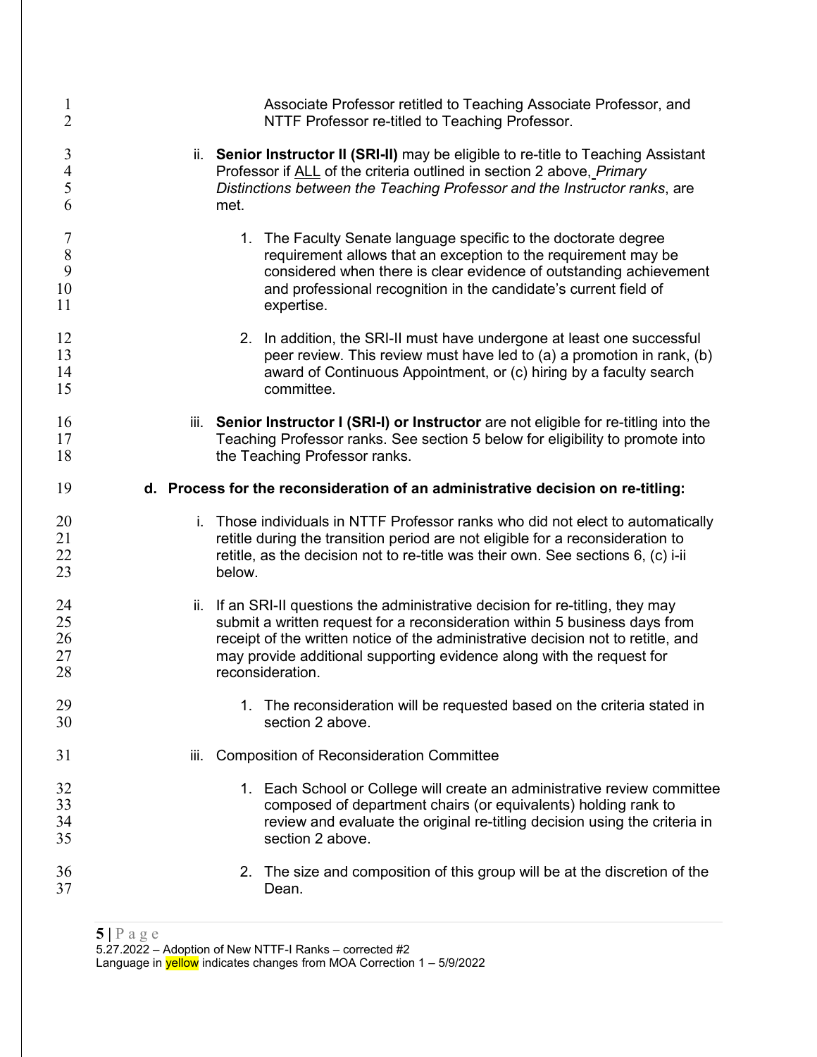Associate Professor retitled to Teaching Associate Professor, and NTTF Professor re-titled to Teaching Professor.

ii. **Senior Instructor II (SRI-II)** may be eligible to re-title to Teaching Assistant Professor if ALL of the criteria outlined in section 2 above, *Primary Distinctions between the Teaching Professor and the Instructor ranks*, are met.

1. The Faculty Senate language specific to the doctorate degree requirement allows that an exception to the requirement may be considered when there is clear evidence of outstanding achievement and professional recognition in the candidate's current field of expertise.

2. In addition, the SRI-II must have undergone at least one successful peer review. This review must have led to (a) a promotion in rank, (b) award of Continuous Appointment, or (c) hiring by a faculty search committee.

iii. **Senior Instructor I (SRI-I) or Instructor** are not eligible for re-titling into the Teaching Professor ranks. See section 5 below for eligibility to promote into the Teaching Professor ranks.

**d. Process for the reconsideration of an administrative decision on re-titling:**

i. Those individuals in NTTF Professor ranks who did not elect to automatically retitle during the transition period are not eligible for a reconsideration to retitle, as the decision not to re-title was their own. See sections 6, (c) i-ii below.

ii. If an SRI-II questions the administrative decision for re-titling, they may submit a written request for a reconsideration within 5 business days from receipt of the written notice of the administrative decision not to retitle, and may provide additional supporting evidence along with the request for reconsideration.

1. The reconsideration will be requested based on the criteria stated in section 2 above.

iii. Composition of Reconsideration Committee

1. Each School or College will create an administrative review committee composed of department chairs (or equivalents) holding rank to review and evaluate the original re-titling decision using the criteria in section 2 above.

2. The size and composition of this group will be at the discretion of the Dean.

5.27.2022 – Adoption of New NTTF-I Ranks – corrected #2
Language in yellow indicates changes from MOA Correction 1 – 5/9/2022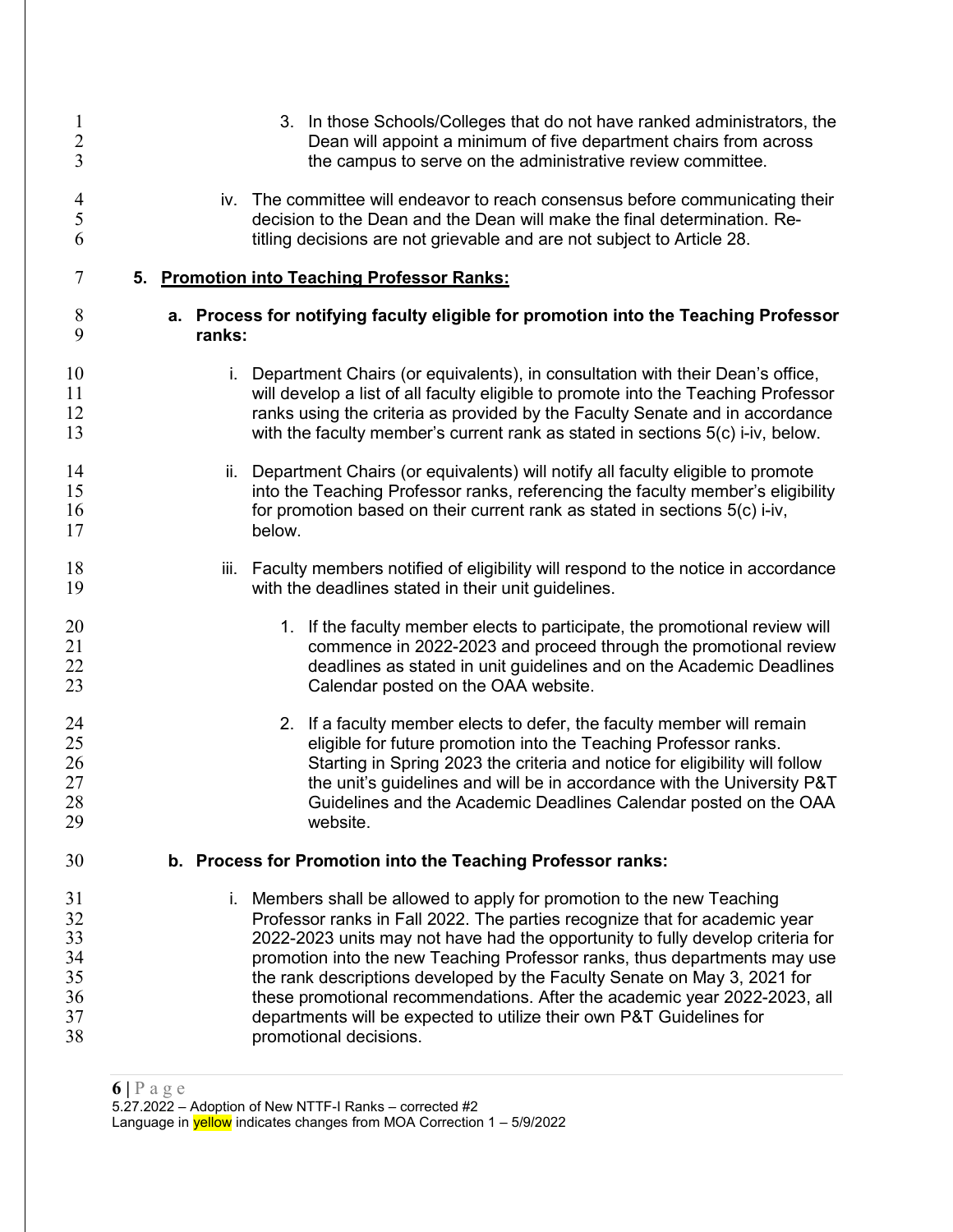3. In those Schools/Colleges that do not have ranked administrators, the Dean will appoint a minimum of five department chairs from across the campus to serve on the administrative review committee.

iv. The committee will endeavor to reach consensus before communicating their decision to the Dean and the Dean will make the final determination. Re-titling decisions are not grievable and are not subject to Article 28.

## 5. Promotion into Teaching Professor Ranks:

### a. Process for notifying faculty eligible for promotion into the Teaching Professor ranks:

i. Department Chairs (or equivalents), in consultation with their Dean's office, will develop a list of all faculty eligible to promote into the Teaching Professor ranks using the criteria as provided by the Faculty Senate and in accordance with the faculty member's current rank as stated in sections 5(c) i-iv, below.

ii. Department Chairs (or equivalents) will notify all faculty eligible to promote into the Teaching Professor ranks, referencing the faculty member's eligibility for promotion based on their current rank as stated in sections 5(c) i-iv, below.

iii. Faculty members notified of eligibility will respond to the notice in accordance with the deadlines stated in their unit guidelines.

1. If the faculty member elects to participate, the promotional review will commence in 2022-2023 and proceed through the promotional review deadlines as stated in unit guidelines and on the Academic Deadlines Calendar posted on the OAA website.
2. If a faculty member elects to defer, the faculty member will remain eligible for future promotion into the Teaching Professor ranks. Starting in Spring 2023 the criteria and notice for eligibility will follow the unit's guidelines and will be in accordance with the University P&T Guidelines and the Academic Deadlines Calendar posted on the OAA website.

### b. Process for Promotion into the Teaching Professor ranks:

i. Members shall be allowed to apply for promotion to the new Teaching Professor ranks in Fall 2022. The parties recognize that for academic year 2022-2023 units may not have had the opportunity to fully develop criteria for promotion into the new Teaching Professor ranks, thus departments may use the rank descriptions developed by the Faculty Senate on May 3, 2021 for these promotional recommendations. After the academic year 2022-2023, all departments will be expected to utilize their own P&T Guidelines for promotional decisions.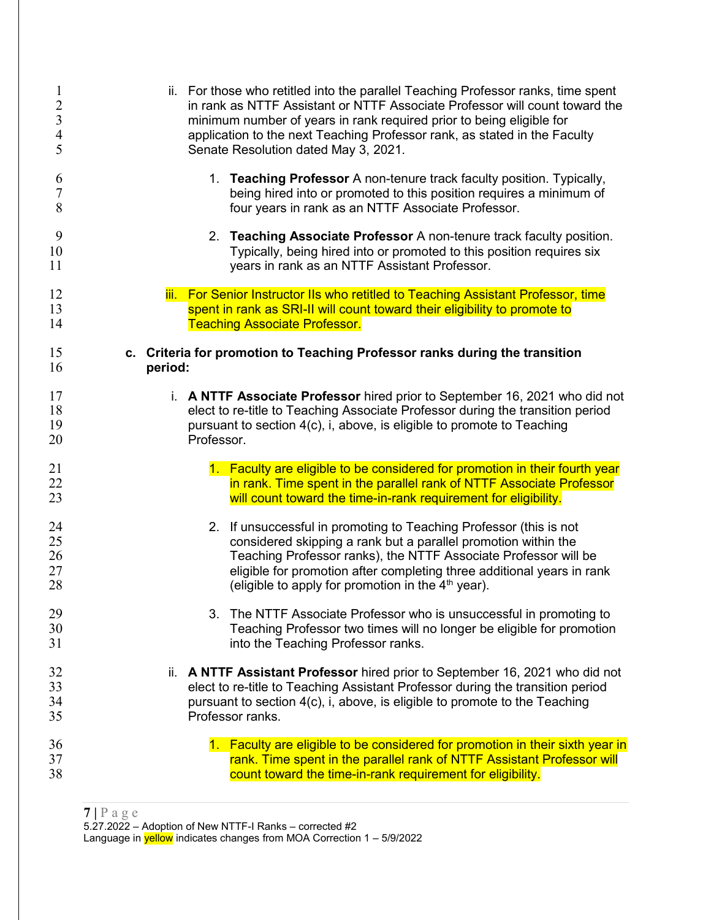ii. For those who retitled into the parallel Teaching Professor ranks, time spent in rank as NTTF Assistant or NTTF Associate Professor will count toward the minimum number of years in rank required prior to being eligible for application to the next Teaching Professor rank, as stated in the Faculty Senate Resolution dated May 3, 2021.

1. **Teaching Professor** A non-tenure track faculty position. Typically, being hired into or promoted to this position requires a minimum of four years in rank as an NTTF Associate Professor.

2. **Teaching Associate Professor** A non-tenure track faculty position. Typically, being hired into or promoted to this position requires six years in rank as an NTTF Assistant Professor.

iii. For Senior Instructor IIs who retitled to Teaching Assistant Professor, time spent in rank as SRI-II will count toward their eligibility to promote to Teaching Associate Professor.

**c. Criteria for promotion to Teaching Professor ranks during the transition period:**

i. **A NTTF Associate Professor** hired prior to September 16, 2021 who did not elect to re-title to Teaching Associate Professor during the transition period pursuant to section 4(c), i, above, is eligible to promote to Teaching Professor.

1. Faculty are eligible to be considered for promotion in their fourth year in rank. Time spent in the parallel rank of NTTF Associate Professor will count toward the time-in-rank requirement for eligibility.

2. If unsuccessful in promoting to Teaching Professor (this is not considered skipping a rank but a parallel promotion within the Teaching Professor ranks), the NTTF Associate Professor will be eligible for promotion after completing three additional years in rank (eligible to apply for promotion in the 4th year).

3. The NTTF Associate Professor who is unsuccessful in promoting to Teaching Professor two times will no longer be eligible for promotion into the Teaching Professor ranks.

ii. **A NTTF Assistant Professor** hired prior to September 16, 2021 who did not elect to re-title to Teaching Assistant Professor during the transition period pursuant to section 4(c), i, above, is eligible to promote to the Teaching Professor ranks.

1. Faculty are eligible to be considered for promotion in their sixth year in rank. Time spent in the parallel rank of NTTF Assistant Professor will count toward the time-in-rank requirement for eligibility.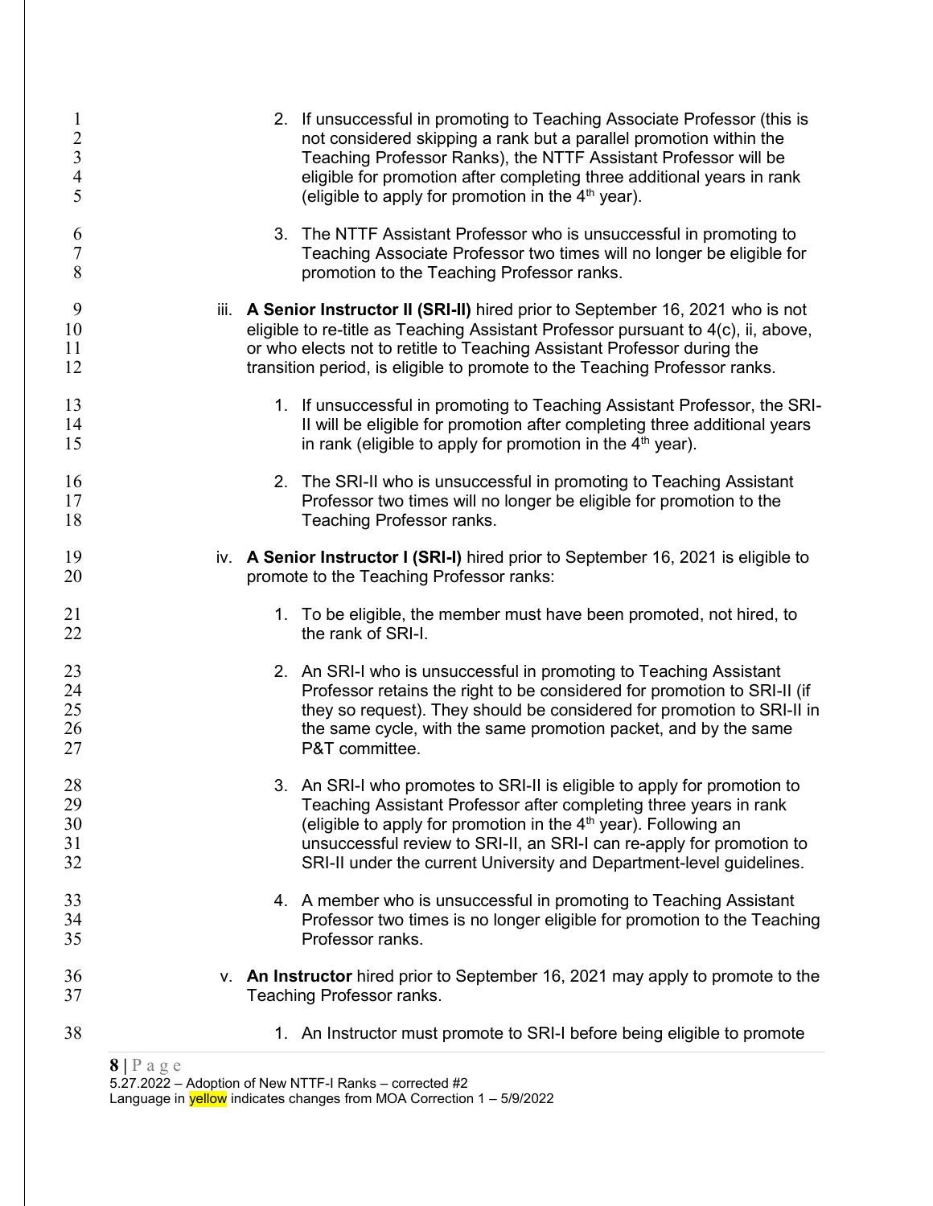2. If unsuccessful in promoting to Teaching Associate Professor (this is not considered skipping a rank but a parallel promotion within the Teaching Professor Ranks), the NTTF Assistant Professor will be eligible for promotion after completing three additional years in rank (eligible to apply for promotion in the 4th year).

3. The NTTF Assistant Professor who is unsuccessful in promoting to Teaching Associate Professor two times will no longer be eligible for promotion to the Teaching Professor ranks.

iii. **A Senior Instructor II (SRI-II)** hired prior to September 16, 2021 who is not eligible to re-title as Teaching Assistant Professor pursuant to 4(c), ii, above, or who elects not to retitle to Teaching Assistant Professor during the transition period, is eligible to promote to the Teaching Professor ranks.

1. If unsuccessful in promoting to Teaching Assistant Professor, the SRI-II will be eligible for promotion after completing three additional years in rank (eligible to apply for promotion in the 4th year).

2. The SRI-II who is unsuccessful in promoting to Teaching Assistant Professor two times will no longer be eligible for promotion to the Teaching Professor ranks.

iv. **A Senior Instructor I (SRI-I)** hired prior to September 16, 2021 is eligible to promote to the Teaching Professor ranks:

1. To be eligible, the member must have been promoted, not hired, to the rank of SRI-I.

2. An SRI-I who is unsuccessful in promoting to Teaching Assistant Professor retains the right to be considered for promotion to SRI-II (if they so request). They should be considered for promotion to SRI-II in the same cycle, with the same promotion packet, and by the same P&T committee.

3. An SRI-I who promotes to SRI-II is eligible to apply for promotion to Teaching Assistant Professor after completing three years in rank (eligible to apply for promotion in the 4th year). Following an unsuccessful review to SRI-II, an SRI-I can re-apply for promotion to SRI-II under the current University and Department-level guidelines.

4. A member who is unsuccessful in promoting to Teaching Assistant Professor two times is no longer eligible for promotion to the Teaching Professor ranks.

v. **An Instructor** hired prior to September 16, 2021 may apply to promote to the Teaching Professor ranks.

1. An Instructor must promote to SRI-I before being eligible to promote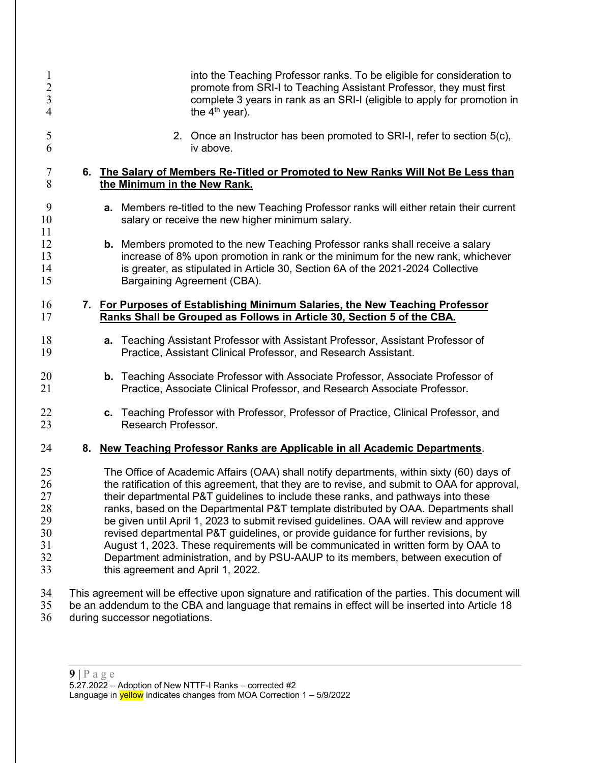into the Teaching Professor ranks. To be eligible for consideration to promote from SRI-I to Teaching Assistant Professor, they must first complete 3 years in rank as an SRI-I (eligible to apply for promotion in the 4th year).

2. Once an Instructor has been promoted to SRI-I, refer to section 5(c), iv above.

**6. <u>The Salary of Members Re-Titled or Promoted to New Ranks Will Not Be Less than the Minimum in the New Rank.</u>**

**a.** Members re-titled to the new Teaching Professor ranks will either retain their current salary or receive the new higher minimum salary.

**b.** Members promoted to the new Teaching Professor ranks shall receive a salary increase of 8% upon promotion in rank or the minimum for the new rank, whichever is greater, as stipulated in Article 30, Section 6A of the 2021-2024 Collective Bargaining Agreement (CBA).

**7. <u>For Purposes of Establishing Minimum Salaries, the New Teaching Professor Ranks Shall be Grouped as Follows in Article 30, Section 5 of the CBA.</u>**

**a.** Teaching Assistant Professor with Assistant Professor, Assistant Professor of Practice, Assistant Clinical Professor, and Research Assistant.

**b.** Teaching Associate Professor with Associate Professor, Associate Professor of Practice, Associate Clinical Professor, and Research Associate Professor.

**c.** Teaching Professor with Professor, Professor of Practice, Clinical Professor, and Research Professor.

**8. <u>New Teaching Professor Ranks are Applicable in all Academic Departments</u>.**

The Office of Academic Affairs (OAA) shall notify departments, within sixty (60) days of the ratification of this agreement, that they are to revise, and submit to OAA for approval, their departmental P&T guidelines to include these ranks, and pathways into these ranks, based on the Departmental P&T template distributed by OAA. Departments shall be given until April 1, 2023 to submit revised guidelines. OAA will review and approve revised departmental P&T guidelines, or provide guidance for further revisions, by August 1, 2023. These requirements will be communicated in written form by OAA to Department administration, and by PSU-AAUP to its members, between execution of this agreement and April 1, 2022.

This agreement will be effective upon signature and ratification of the parties. This document will be an addendum to the CBA and language that remains in effect will be inserted into Article 18 during successor negotiations.

5.27.2022 – Adoption of New NTTF-I Ranks – corrected #2
Language in yellow indicates changes from MOA Correction 1 – 5/9/2022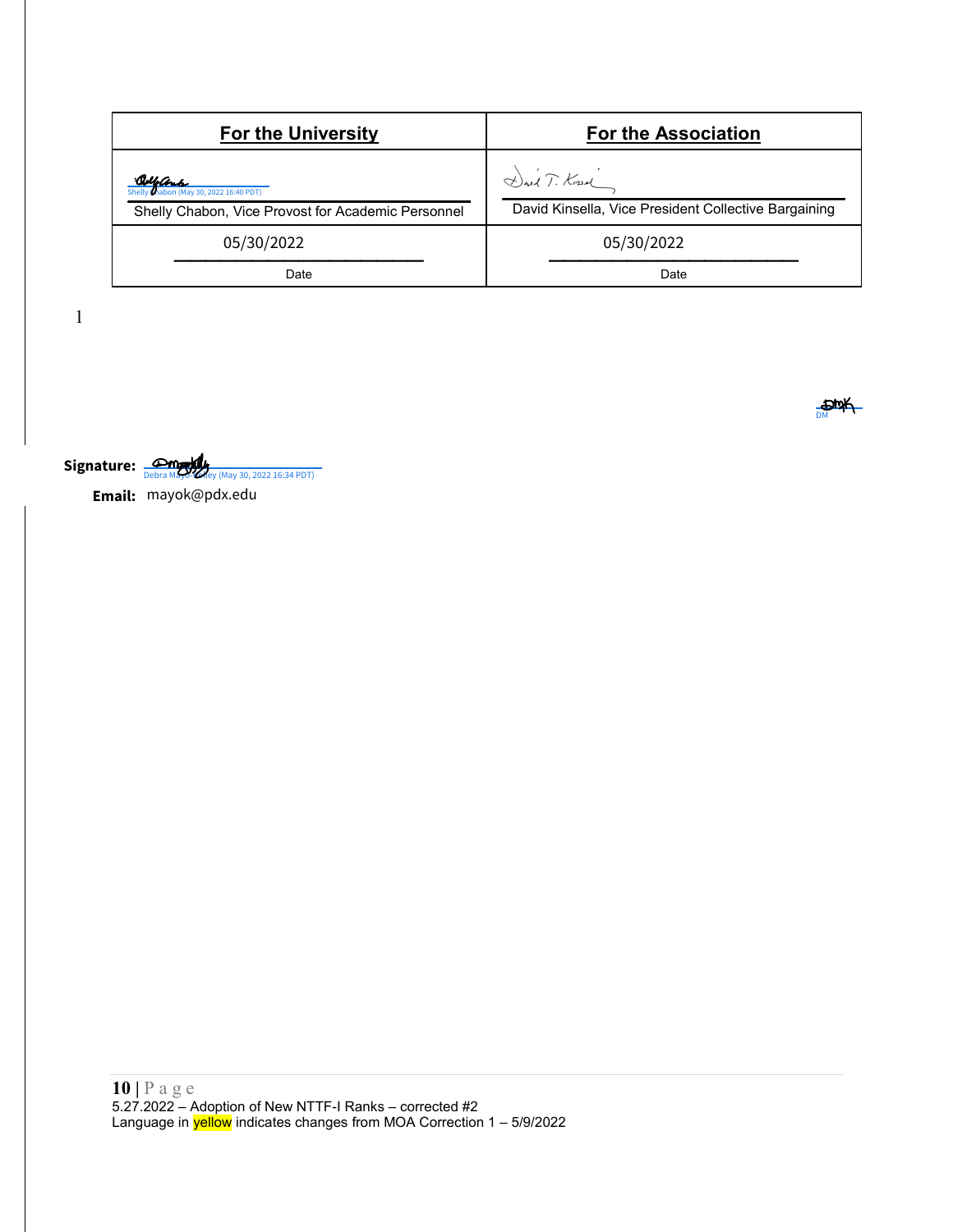| For the University | For the Association |
| --- | --- |
| Shelly Chabon (May 30, 2022 16:40 PDT)<br>Shelly Chabon, Vice Provost for Academic Personnel | David Kinsella, Vice President Collective Bargaining |
| 05/30/2022<br>Date | 05/30/2022<br>Date |

1

DM

**Signature:** Debra Mayo-Kelley (May 30, 2022 16:34 PDT)

**Email:** mayok@pdx.edu

5.27.2022 – Adoption of New NTTF-I Ranks – corrected #2
Language in yellow indicates changes from MOA Correction 1 – 5/9/2022